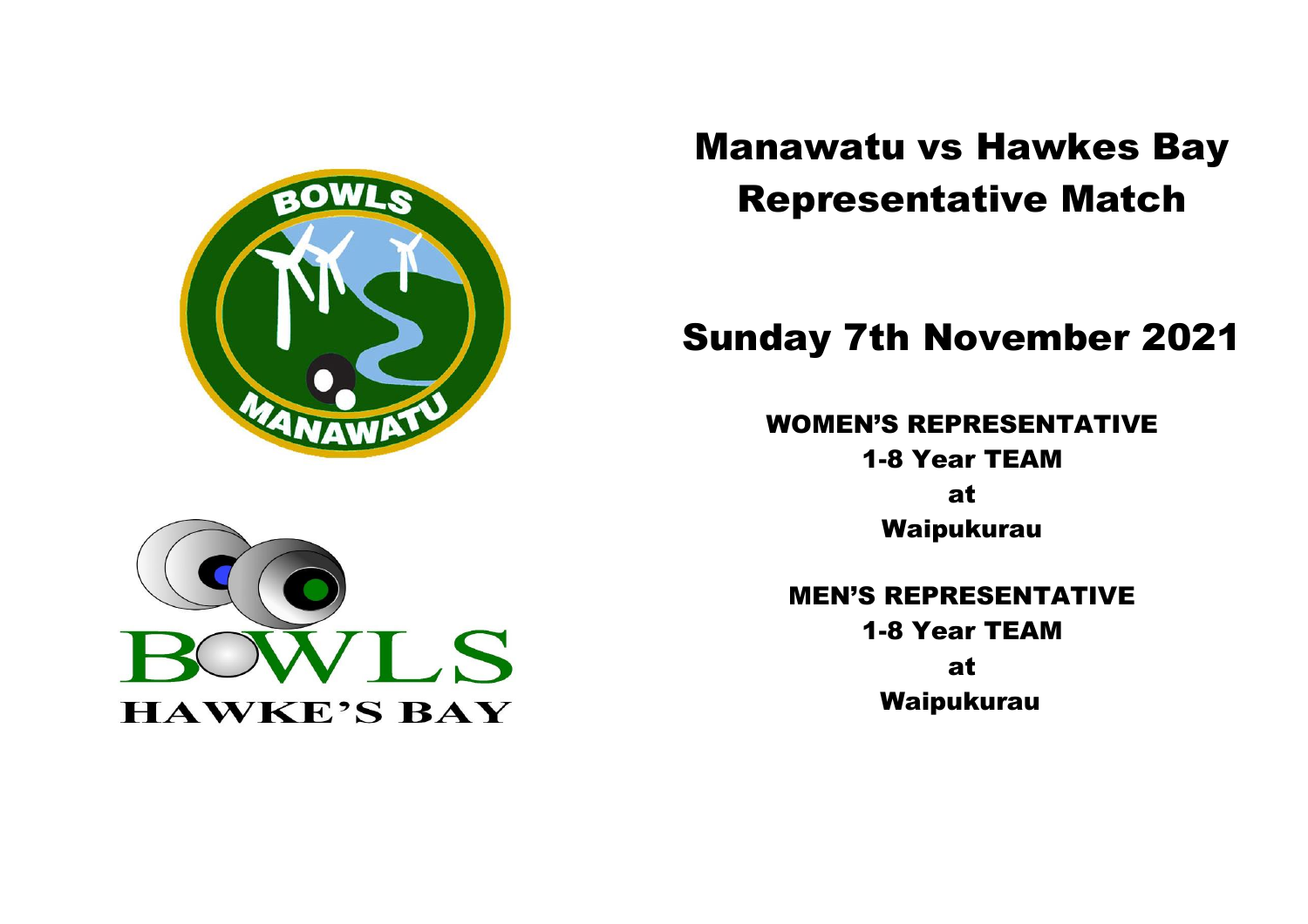# Manawatu vs Hawkes Bay Representative Match

## Sunday 7th November 2021

**WOMEN'S REPRESENTATIVE**
**1-8 Year TEAM**
**at**
**Waipukurau**

**MEN'S REPRESENTATIVE**
**1-8 Year TEAM**
**at**
**Waipukurau**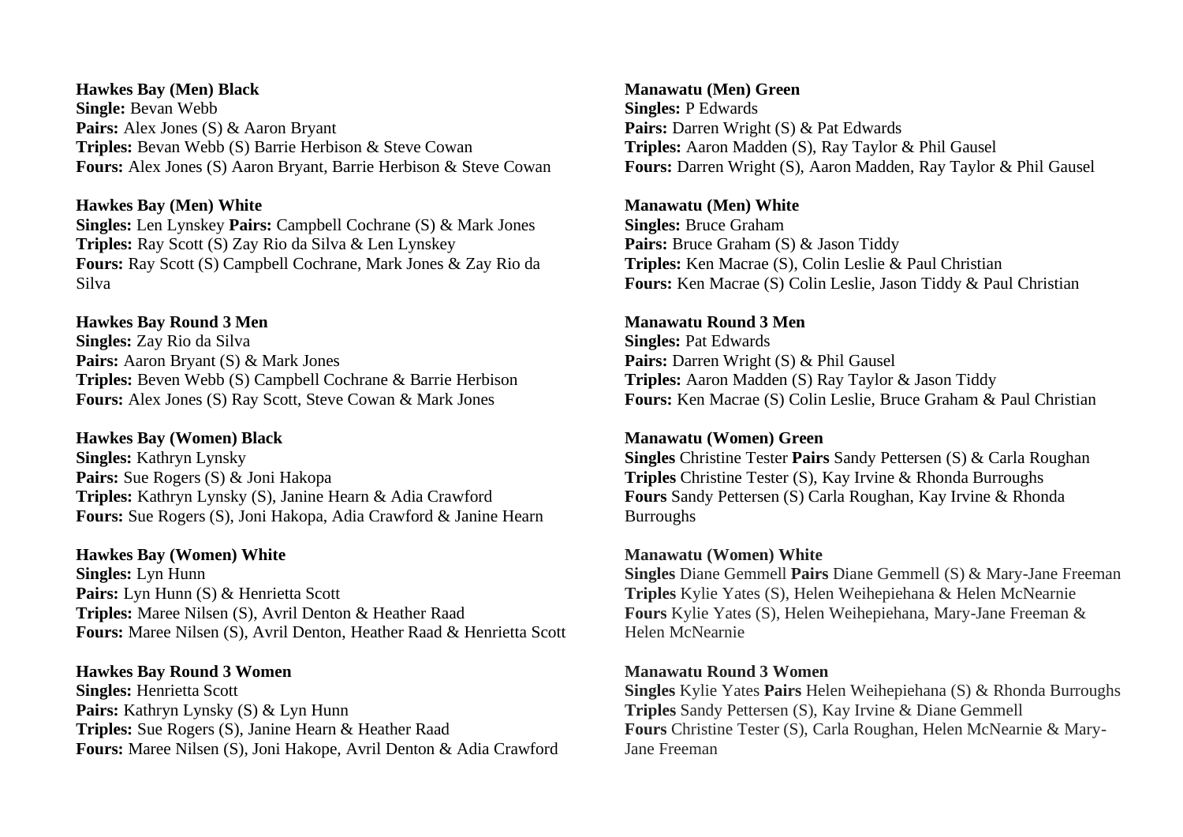**Hawkes Bay (Men) Black**
**Single:** Bevan Webb
**Pairs:** Alex Jones (S) & Aaron Bryant
**Triples:** Bevan Webb (S) Barrie Herbison & Steve Cowan
**Fours:** Alex Jones (S) Aaron Bryant, Barrie Herbison & Steve Cowan

**Hawkes Bay (Men) White**
**Singles:** Len Lynskey **Pairs:** Campbell Cochrane (S) & Mark Jones
**Triples:** Ray Scott (S) Zay Rio da Silva & Len Lynskey
**Fours:** Ray Scott (S) Campbell Cochrane, Mark Jones & Zay Rio da Silva

**Hawkes Bay Round 3 Men**
**Singles:** Zay Rio da Silva
**Pairs:** Aaron Bryant (S) & Mark Jones
**Triples:** Beven Webb (S) Campbell Cochrane & Barrie Herbison
**Fours:** Alex Jones (S) Ray Scott, Steve Cowan & Mark Jones

**Hawkes Bay (Women) Black**
**Singles:** Kathryn Lynsky
**Pairs:** Sue Rogers (S) & Joni Hakopa
**Triples:** Kathryn Lynsky (S), Janine Hearn & Adia Crawford
**Fours:** Sue Rogers (S), Joni Hakopa, Adia Crawford & Janine Hearn

**Hawkes Bay (Women) White**
**Singles:** Lyn Hunn
**Pairs:** Lyn Hunn (S) & Henrietta Scott
**Triples:** Maree Nilsen (S), Avril Denton & Heather Raad
**Fours:** Maree Nilsen (S), Avril Denton, Heather Raad & Henrietta Scott

**Hawkes Bay Round 3 Women**
**Singles:** Henrietta Scott
**Pairs:** Kathryn Lynsky (S) & Lyn Hunn
**Triples:** Sue Rogers (S), Janine Hearn & Heather Raad
**Fours:** Maree Nilsen (S), Joni Hakope, Avril Denton & Adia Crawford

**Manawatu (Men) Green**
**Singles:** P Edwards
**Pairs:** Darren Wright (S) & Pat Edwards
**Triples:** Aaron Madden (S), Ray Taylor & Phil Gausel
**Fours:** Darren Wright (S), Aaron Madden, Ray Taylor & Phil Gausel

**Manawatu (Men) White**
**Singles:** Bruce Graham
**Pairs:** Bruce Graham (S) & Jason Tiddy
**Triples:** Ken Macrae (S), Colin Leslie & Paul Christian
**Fours:** Ken Macrae (S) Colin Leslie, Jason Tiddy & Paul Christian

**Manawatu Round 3 Men**
**Singles:** Pat Edwards
**Pairs:** Darren Wright (S) & Phil Gausel
**Triples:** Aaron Madden (S) Ray Taylor & Jason Tiddy
**Fours:** Ken Macrae (S) Colin Leslie, Bruce Graham & Paul Christian

**Manawatu (Women) Green**
**Singles** Christine Tester **Pairs** Sandy Pettersen (S) & Carla Roughan
**Triples** Christine Tester (S), Kay Irvine & Rhonda Burroughs
**Fours** Sandy Pettersen (S) Carla Roughan, Kay Irvine & Rhonda Burroughs

**Manawatu (Women) White**
**Singles** Diane Gemmell **Pairs** Diane Gemmell (S) & Mary-Jane Freeman
**Triples** Kylie Yates (S), Helen Weihepiehana & Helen McNearnie
**Fours** Kylie Yates (S), Helen Weihepiehana, Mary-Jane Freeman & Helen McNearnie

**Manawatu Round 3 Women**
**Singles** Kylie Yates **Pairs** Helen Weihepiehana (S) & Rhonda Burroughs
**Triples** Sandy Pettersen (S), Kay Irvine & Diane Gemmell
**Fours** Christine Tester (S), Carla Roughan, Helen McNearnie & Mary-Jane Freeman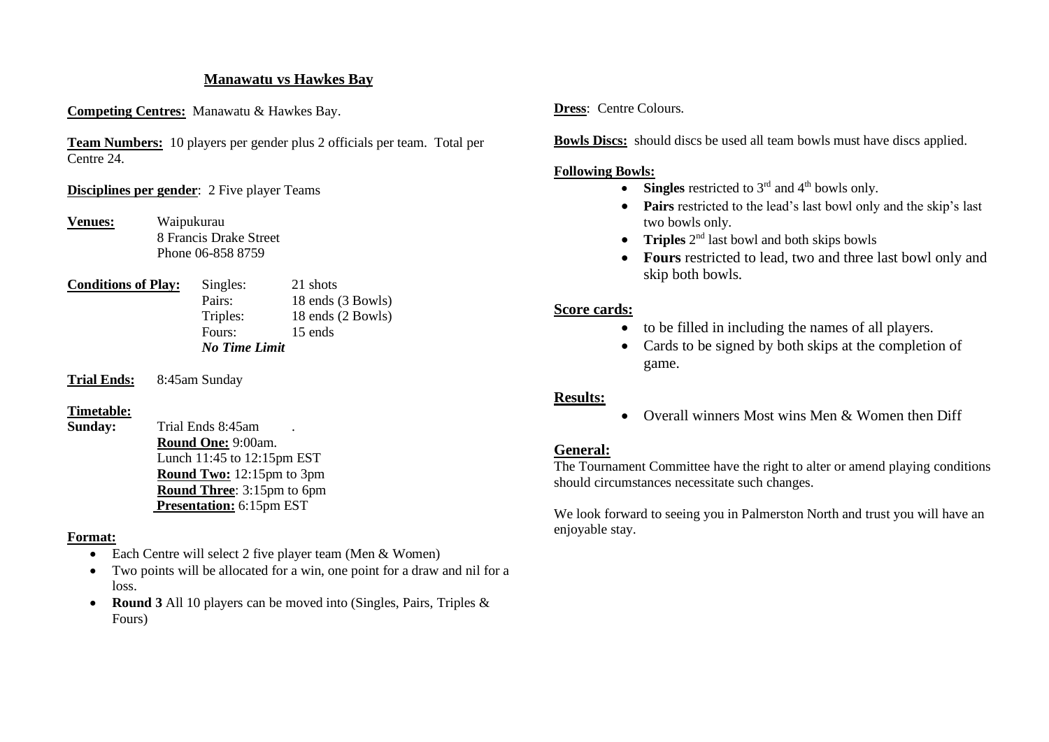## Manawatu vs Hawkes Bay

**Competing Centres:** Manawatu & Hawkes Bay.

**Team Numbers:** 10 players per gender plus 2 officials per team. Total per Centre 24.

**Disciplines per gender**: 2 Five player Teams

**Venues:** Waipukurau
8 Francis Drake Street
Phone 06-858 8759

**Conditions of Play:**

| | |
|---|---|
| Singles: | 21 shots |
| Pairs: | 18 ends (3 Bowls) |
| Triples: | 18 ends (2 Bowls) |
| Fours: | 15 ends |

***No Time Limit***

**Trial Ends:** 8:45am Sunday

**Timetable:**

**Sunday:**
Trial Ends 8:45am .
**Round One:** 9:00am.
Lunch 11:45 to 12:15pm EST
**Round Two:** 12:15pm to 3pm
**Round Three**: 3:15pm to 6pm
**Presentation:** 6:15pm EST

**Format:**

- Each Centre will select 2 five player team (Men & Women)
- Two points will be allocated for a win, one point for a draw and nil for a loss.
- **Round 3** All 10 players can be moved into (Singles, Pairs, Triples & Fours)

**Dress**: Centre Colours.

**Bowls Discs:** should discs be used all team bowls must have discs applied.

**Following Bowls:**

- **Singles** restricted to 3rd and 4th bowls only.
- **Pairs** restricted to the lead's last bowl only and the skip's last two bowls only.
- **Triples** 2nd last bowl and both skips bowls
- **Fours** restricted to lead, two and three last bowl only and skip both bowls.

**Score cards:**

- to be filled in including the names of all players.
- Cards to be signed by both skips at the completion of game.

**Results:**

- Overall winners Most wins Men & Women then Diff

**General:**

The Tournament Committee have the right to alter or amend playing conditions should circumstances necessitate such changes.

We look forward to seeing you in Palmerston North and trust you will have an enjoyable stay.